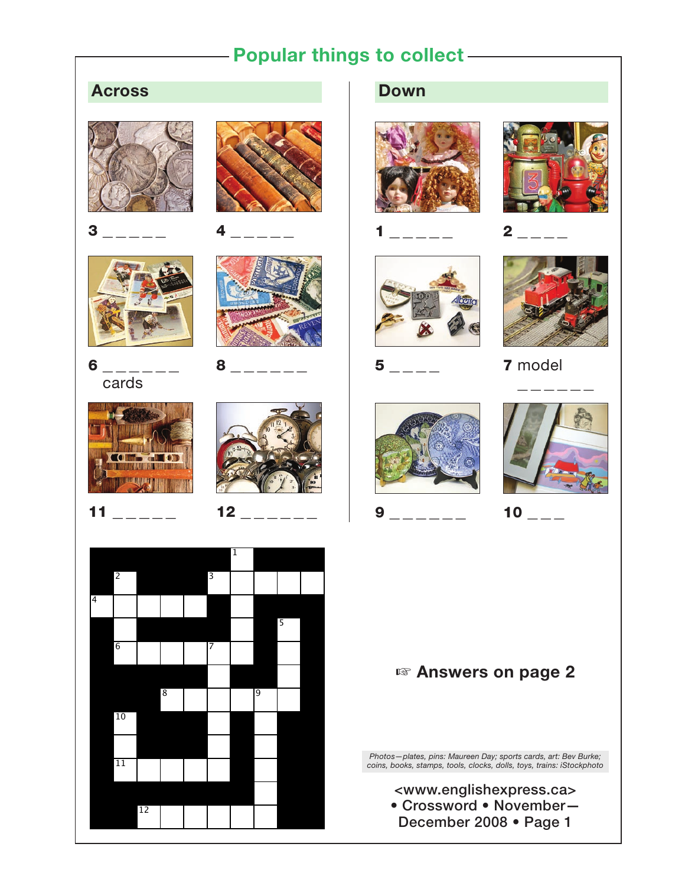## Popular things to collect

### Across

3 _ _ _ _ _

4 _ _ _ _ _

6 _ _ _ _ _ _ _ cards

8 _ _ _ _ _ _ _

11 _ _ _ _ _

12 _ _ _ _ _ _ _

### Down

1 _ _ _ _ _

2 _ _ _ _

5 _ _ _ _

7 model _ _ _ _ _ _

9 _ _ _ _ _ _ _

10 _ _ _

☞ **Answers on page 2**

*Photos—plates, pins: Maureen Day; sports cards, art: Bev Burke; coins, books, stamps, tools, clocks, dolls, toys, trains: iStockphoto*

<www.englishexpress.ca> • Crossword • November—December 2008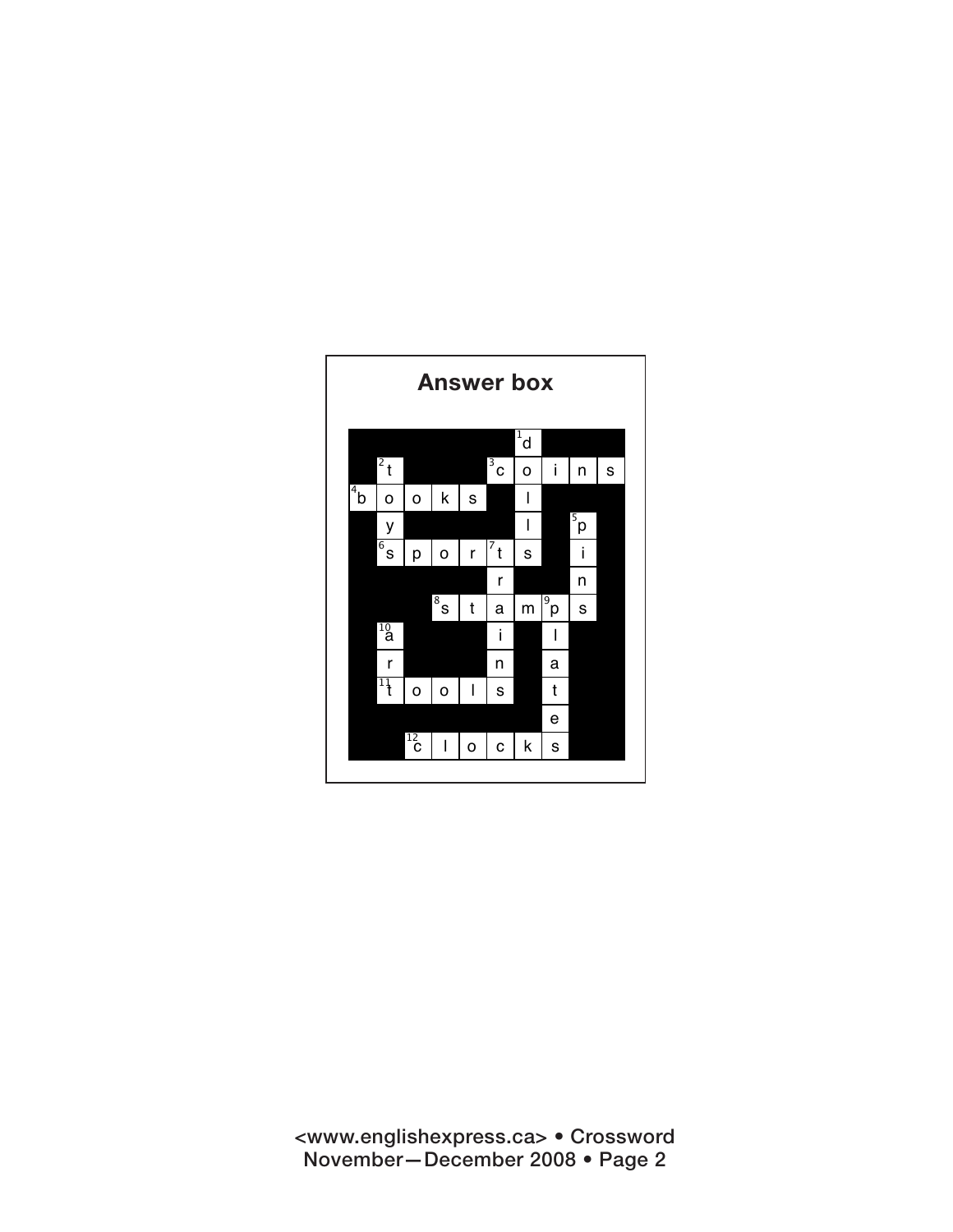## Answer box

| | | | | | | | | | |
|---|---|---|---|---|---|---|---|---|---|
| | | | | | | 1 d | | | |
| | 2 t | | | | 3 c | o | i | n | s |
| 4 b | o | o | k | s | | l | | | |
| | y | | | | | l | | 5 p | |
| | 6 s | p | o | r | 7 t | s | | i | |
| | | | | | r | | | n | |
| | | | 8 s | t | a | m | 9 p | s | |
| | 10 a | | | | i | | l | | |
| | r | | | | n | | a | | |
| | 11 t | o | o | l | s | | t | | |
| | | | | | | | e | | |
| | | 12 c | l | o | c | k | s | | |